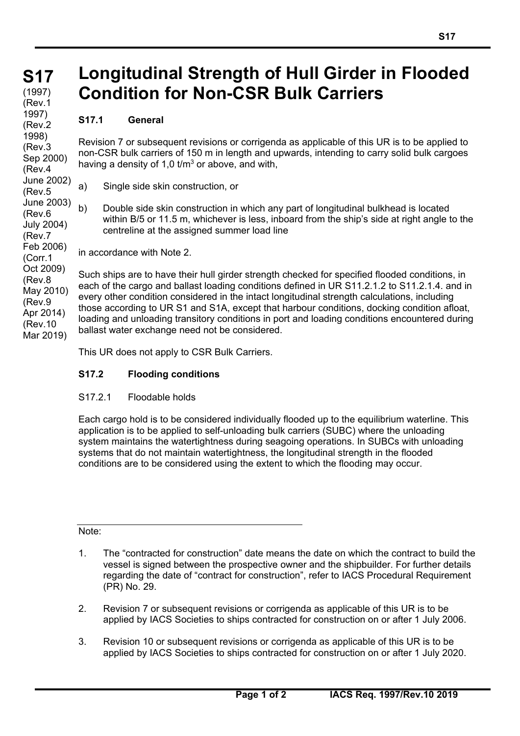# S17

(1997)
(Rev.1 1997)
(Rev.2 1998)
(Rev.3 Sep 2000)
(Rev.4 June 2002)
(Rev.5 June 2003)
(Rev.6 July 2004)
(Rev.7 Feb 2006)
(Corr.1 Oct 2009)
(Rev.8 May 2010)
(Rev.9 Apr 2014)
(Rev.10 Mar 2019)

# Longitudinal Strength of Hull Girder in Flooded Condition for Non-CSR Bulk Carriers

## S17.1 General

Revision 7 or subsequent revisions or corrigenda as applicable of this UR is to be applied to non-CSR bulk carriers of 150 m in length and upwards, intending to carry solid bulk cargoes having a density of 1,0 t/m$^3$ or above, and with,

a) Single side skin construction, or

b) Double side skin construction in which any part of longitudinal bulkhead is located within B/5 or 11.5 m, whichever is less, inboard from the ship's side at right angle to the centreline at the assigned summer load line

in accordance with Note 2.

Such ships are to have their hull girder strength checked for specified flooded conditions, in each of the cargo and ballast loading conditions defined in UR S11.2.1.2 to S11.2.1.4. and in every other condition considered in the intact longitudinal strength calculations, including those according to UR S1 and S1A, except that harbour conditions, docking condition afloat, loading and unloading transitory conditions in port and loading conditions encountered during ballast water exchange need not be considered.

This UR does not apply to CSR Bulk Carriers.

## S17.2 Flooding conditions

### S17.2.1 Floodable holds

Each cargo hold is to be considered individually flooded up to the equilibrium waterline. This application is to be applied to self-unloading bulk carriers (SUBC) where the unloading system maintains the watertightness during seagoing operations. In SUBCs with unloading systems that do not maintain watertightness, the longitudinal strength in the flooded conditions are to be considered using the extent to which the flooding may occur.

---

Note:

1. The "contracted for construction" date means the date on which the contract to build the vessel is signed between the prospective owner and the shipbuilder. For further details regarding the date of "contract for construction", refer to IACS Procedural Requirement (PR) No. 29.

2. Revision 7 or subsequent revisions or corrigenda as applicable of this UR is to be applied by IACS Societies to ships contracted for construction on or after 1 July 2006.

3. Revision 10 or subsequent revisions or corrigenda as applicable of this UR is to be applied by IACS Societies to ships contracted for construction on or after 1 July 2020.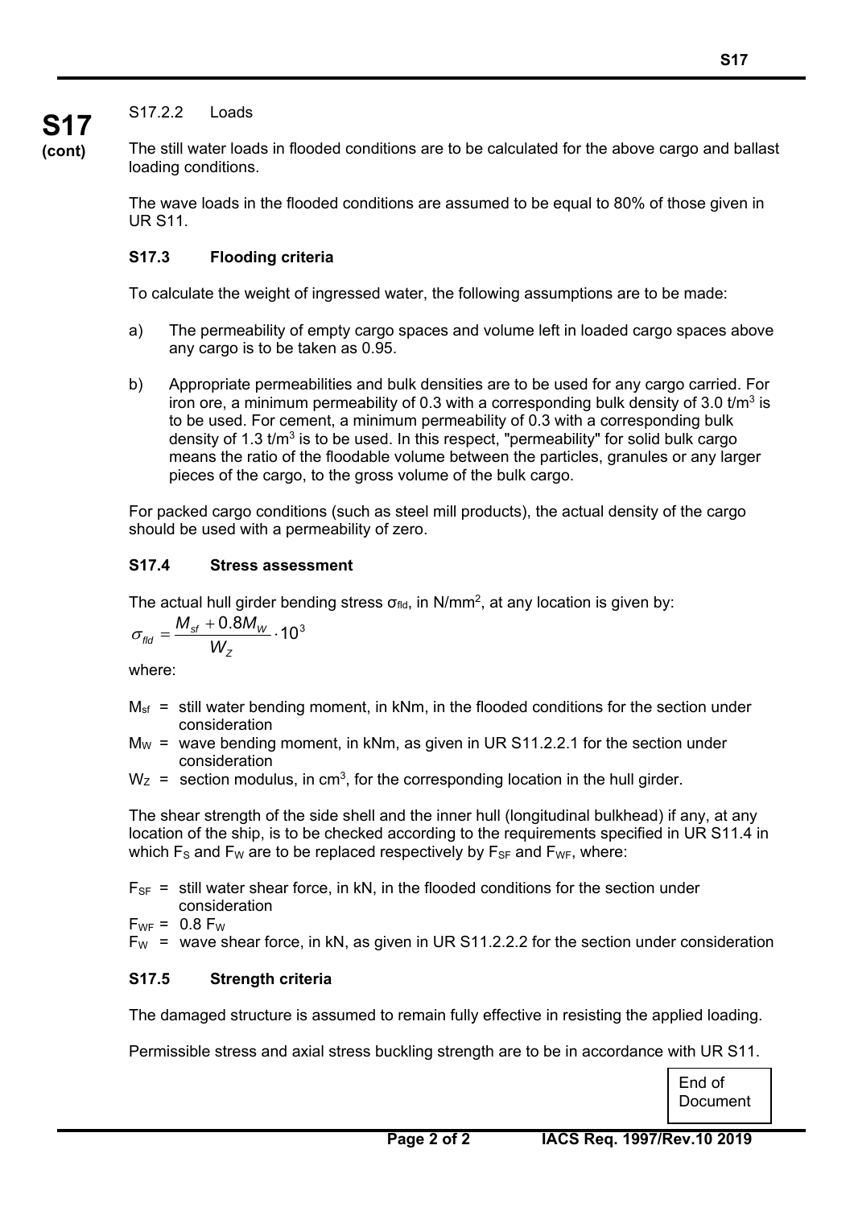S17.2.2 Loads

The still water loads in flooded conditions are to be calculated for the above cargo and ballast loading conditions.

The wave loads in the flooded conditions are assumed to be equal to 80% of those given in UR S11.

### S17.3 Flooding criteria

To calculate the weight of ingressed water, the following assumptions are to be made:

a) The permeability of empty cargo spaces and volume left in loaded cargo spaces above any cargo is to be taken as 0.95.

b) Appropriate permeabilities and bulk densities are to be used for any cargo carried. For iron ore, a minimum permeability of 0.3 with a corresponding bulk density of 3.0 t/m$^3$ is to be used. For cement, a minimum permeability of 0.3 with a corresponding bulk density of 1.3 t/m$^3$ is to be used. In this respect, "permeability" for solid bulk cargo means the ratio of the floodable volume between the particles, granules or any larger pieces of the cargo, to the gross volume of the bulk cargo.

For packed cargo conditions (such as steel mill products), the actual density of the cargo should be used with a permeability of zero.

### S17.4 Stress assessment

The actual hull girder bending stress $\sigma_{fld}$, in N/mm$^2$, at any location is given by:

$$\sigma_{fld} = \frac{M_{sf} + 0.8 M_W}{W_Z} \cdot 10^3$$

where:

- $M_{sf}$ = still water bending moment, in kNm, in the flooded conditions for the section under consideration
- $M_W$ = wave bending moment, in kNm, as given in UR S11.2.2.1 for the section under consideration
- $W_Z$ = section modulus, in cm$^3$, for the corresponding location in the hull girder.

The shear strength of the side shell and the inner hull (longitudinal bulkhead) if any, at any location of the ship, is to be checked according to the requirements specified in UR S11.4 in which $F_S$ and $F_W$ are to be replaced respectively by $F_{SF}$ and $F_{WF}$, where:

- $F_{SF}$ = still water shear force, in kN, in the flooded conditions for the section under consideration
- $F_{WF}$ = $0.8\, F_W$
- $F_W$ = wave shear force, in kN, as given in UR S11.2.2.2 for the section under consideration

### S17.5 Strength criteria

The damaged structure is assumed to remain fully effective in resisting the applied loading.

Permissible stress and axial stress buckling strength are to be in accordance with UR S11.

End of Document